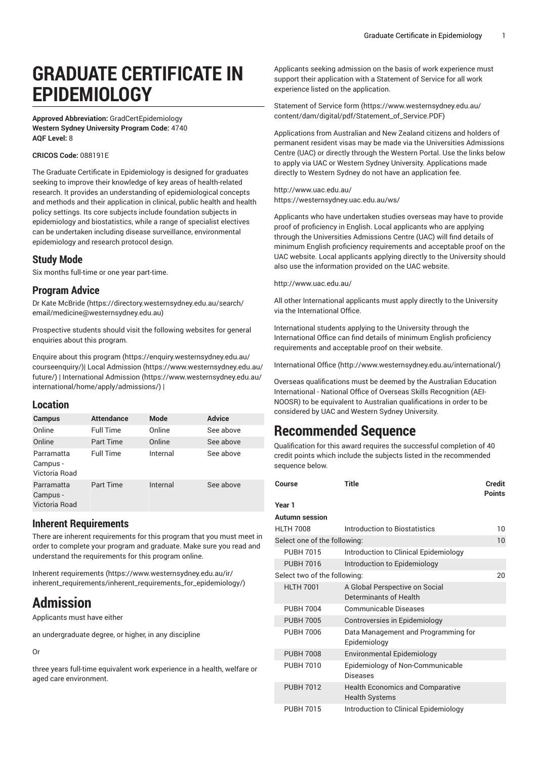# GRADUATE CERTIFICATE IN EPIDEMIOLOGY

**Approved Abbreviation:** GradCertEpidemiology
**Western Sydney University Program Code:** 4740
**AQF Level:** 8

**CRICOS Code:** 088191E

The Graduate Certificate in Epidemiology is designed for graduates seeking to improve their knowledge of key areas of health-related research. It provides an understanding of epidemiological concepts and methods and their application in clinical, public health and health policy settings. Its core subjects include foundation subjects in epidemiology and biostatistics, while a range of specialist electives can be undertaken including disease surveillance, environmental epidemiology and research protocol design.

## Study Mode

Six months full-time or one year part-time.

## Program Advice

Dr Kate McBride (https://directory.westernsydney.edu.au/search/email/medicine@westernsydney.edu.au)

Prospective students should visit the following websites for general enquiries about this program.

Enquire about this program (https://enquiry.westernsydney.edu.au/courseenquiry/)| Local Admission (https://www.westernsydney.edu.au/future/) | International Admission (https://www.westernsydney.edu.au/international/home/apply/admissions/) |

## Location

| Campus | Attendance | Mode | Advice |
|---|---|---|---|
| Online | Full Time | Online | See above |
| Online | Part Time | Online | See above |
| Parramatta Campus - Victoria Road | Full Time | Internal | See above |
| Parramatta Campus - Victoria Road | Part Time | Internal | See above |

## Inherent Requirements

There are inherent requirements for this program that you must meet in order to complete your program and graduate. Make sure you read and understand the requirements for this program online.

Inherent requirements (https://www.westernsydney.edu.au/ir/inherent_requirements/inherent_requirements_for_epidemiology/)

# Admission

Applicants must have either

an undergraduate degree, or higher, in any discipline

Or

three years full-time equivalent work experience in a health, welfare or aged care environment.

Applicants seeking admission on the basis of work experience must support their application with a Statement of Service for all work experience listed on the application.

Statement of Service form (https://www.westernsydney.edu.au/content/dam/digital/pdf/Statement_of_Service.PDF)

Applications from Australian and New Zealand citizens and holders of permanent resident visas may be made via the Universities Admissions Centre (UAC) or directly through the Western Portal. Use the links below to apply via UAC or Western Sydney University. Applications made directly to Western Sydney do not have an application fee.

http://www.uac.edu.au/
https://westernsydney.uac.edu.au/ws/

Applicants who have undertaken studies overseas may have to provide proof of proficiency in English. Local applicants who are applying through the Universities Admissions Centre (UAC) will find details of minimum English proficiency requirements and acceptable proof on the UAC website. Local applicants applying directly to the University should also use the information provided on the UAC website.

http://www.uac.edu.au/

All other International applicants must apply directly to the University via the International Office.

International students applying to the University through the International Office can find details of minimum English proficiency requirements and acceptable proof on their website.

International Office (http://www.westernsydney.edu.au/international/)

Overseas qualifications must be deemed by the Australian Education International - National Office of Overseas Skills Recognition (AEI-NOOSR) to be equivalent to Australian qualifications in order to be considered by UAC and Western Sydney University.

# Recommended Sequence

Qualification for this award requires the successful completion of 40 credit points which include the subjects listed in the recommended sequence below.

| Course | Title | Credit Points |
|---|---|---|
| **Year 1** | | |
| **Autumn session** | | |
| HLTH 7008 | Introduction to Biostatistics | 10 |
| Select one of the following: | | 10 |
| PUBH 7015 | Introduction to Clinical Epidemiology | |
| PUBH 7016 | Introduction to Epidemiology | |
| Select two of the following: | | 20 |
| HLTH 7001 | A Global Perspective on Social Determinants of Health | |
| PUBH 7004 | Communicable Diseases | |
| PUBH 7005 | Controversies in Epidemiology | |
| PUBH 7006 | Data Management and Programming for Epidemiology | |
| PUBH 7008 | Environmental Epidemiology | |
| PUBH 7010 | Epidemiology of Non-Communicable Diseases | |
| PUBH 7012 | Health Economics and Comparative Health Systems | |
| PUBH 7015 | Introduction to Clinical Epidemiology | |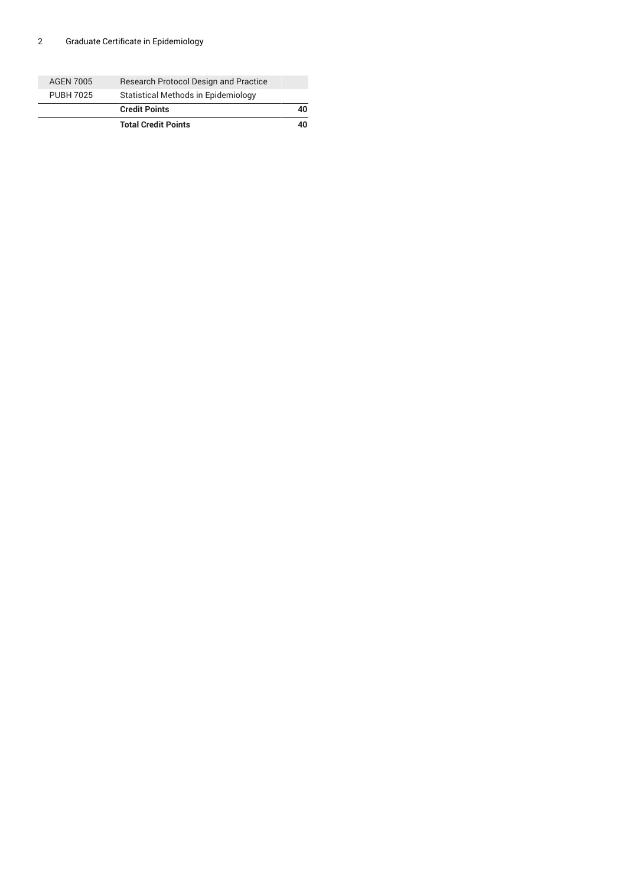| | | |
|---|---|---|
| AGEN 7005 | Research Protocol Design and Practice | |
| PUBH 7025 | Statistical Methods in Epidemiology | |
| | **Credit Points** | **40** |
| | **Total Credit Points** | **40** |